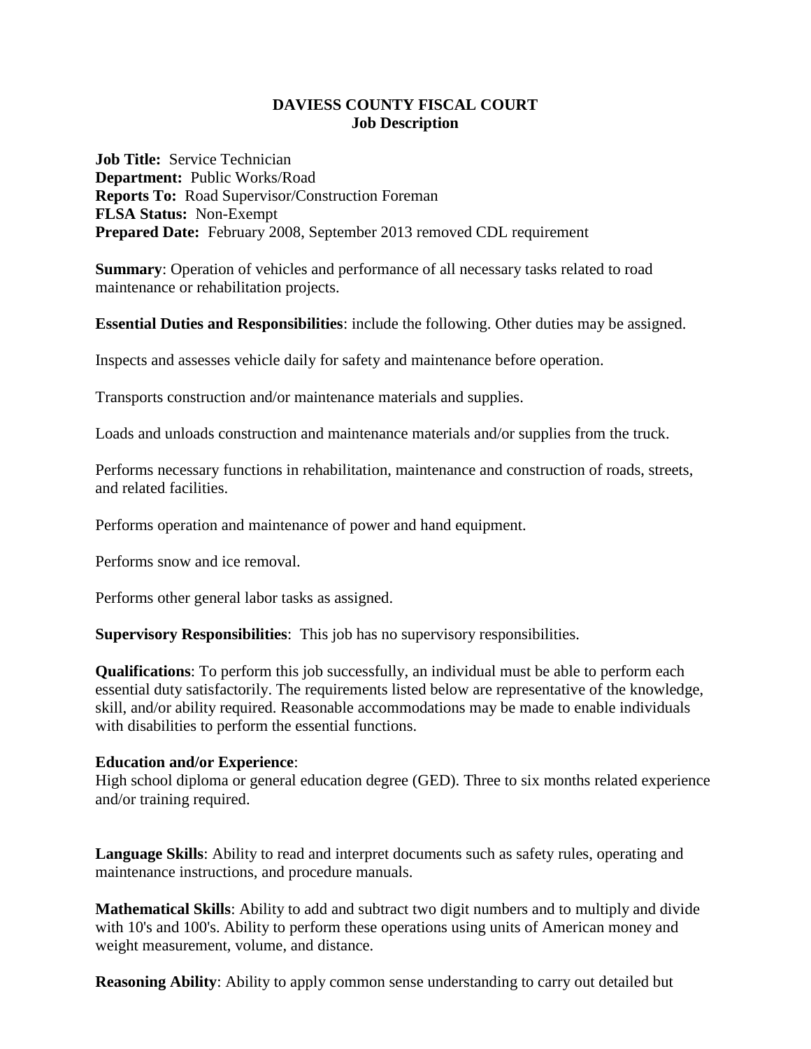# DAVIESS COUNTY FISCAL COURT
## Job Description

**Job Title:** Service Technician
**Department:** Public Works/Road
**Reports To:** Road Supervisor/Construction Foreman
**FLSA Status:** Non-Exempt
**Prepared Date:** February 2008, September 2013 removed CDL requirement

**Summary**: Operation of vehicles and performance of all necessary tasks related to road maintenance or rehabilitation projects.

**Essential Duties and Responsibilities**: include the following. Other duties may be assigned.

Inspects and assesses vehicle daily for safety and maintenance before operation.

Transports construction and/or maintenance materials and supplies.

Loads and unloads construction and maintenance materials and/or supplies from the truck.

Performs necessary functions in rehabilitation, maintenance and construction of roads, streets, and related facilities.

Performs operation and maintenance of power and hand equipment.

Performs snow and ice removal.

Performs other general labor tasks as assigned.

**Supervisory Responsibilities**: This job has no supervisory responsibilities.

**Qualifications**: To perform this job successfully, an individual must be able to perform each essential duty satisfactorily. The requirements listed below are representative of the knowledge, skill, and/or ability required. Reasonable accommodations may be made to enable individuals with disabilities to perform the essential functions.

**Education and/or Experience**:
High school diploma or general education degree (GED). Three to six months related experience and/or training required.

**Language Skills**: Ability to read and interpret documents such as safety rules, operating and maintenance instructions, and procedure manuals.

**Mathematical Skills**: Ability to add and subtract two digit numbers and to multiply and divide with 10's and 100's. Ability to perform these operations using units of American money and weight measurement, volume, and distance.

**Reasoning Ability**: Ability to apply common sense understanding to carry out detailed but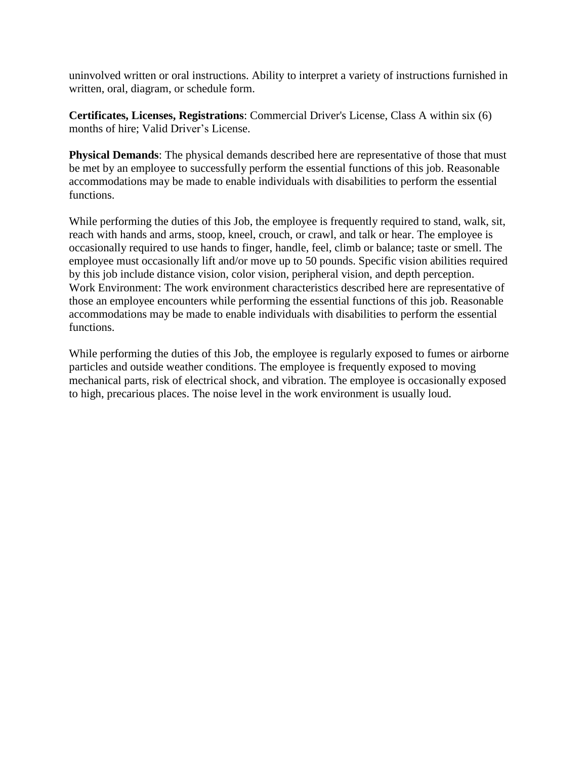uninvolved written or oral instructions. Ability to interpret a variety of instructions furnished in written, oral, diagram, or schedule form.

**Certificates, Licenses, Registrations**: Commercial Driver's License, Class A within six (6) months of hire; Valid Driver's License.

**Physical Demands**: The physical demands described here are representative of those that must be met by an employee to successfully perform the essential functions of this job. Reasonable accommodations may be made to enable individuals with disabilities to perform the essential functions.

While performing the duties of this Job, the employee is frequently required to stand, walk, sit, reach with hands and arms, stoop, kneel, crouch, or crawl, and talk or hear. The employee is occasionally required to use hands to finger, handle, feel, climb or balance; taste or smell. The employee must occasionally lift and/or move up to 50 pounds. Specific vision abilities required by this job include distance vision, color vision, peripheral vision, and depth perception.
Work Environment: The work environment characteristics described here are representative of those an employee encounters while performing the essential functions of this job. Reasonable accommodations may be made to enable individuals with disabilities to perform the essential functions.

While performing the duties of this Job, the employee is regularly exposed to fumes or airborne particles and outside weather conditions. The employee is frequently exposed to moving mechanical parts, risk of electrical shock, and vibration. The employee is occasionally exposed to high, precarious places. The noise level in the work environment is usually loud.